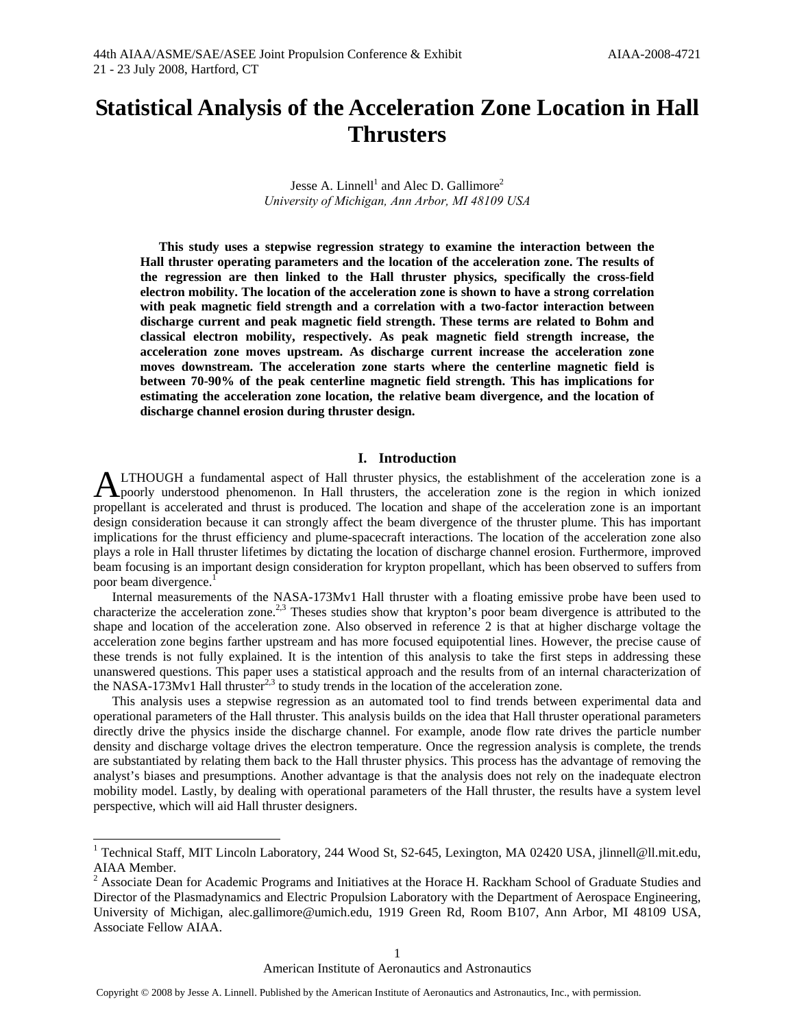# Statistical Analysis of the Acceleration Zone Location in Hall Thrusters

Jesse A. Linnell[1] and Alec D. Gallimore[2]

*University of Michigan, Ann Arbor, MI 48109 USA*

**This study uses a stepwise regression strategy to examine the interaction between the Hall thruster operating parameters and the location of the acceleration zone. The results of the regression are then linked to the Hall thruster physics, specifically the cross-field electron mobility. The location of the acceleration zone is shown to have a strong correlation with peak magnetic field strength and a correlation with a two-factor interaction between discharge current and peak magnetic field strength. These terms are related to Bohm and classical electron mobility, respectively. As peak magnetic field strength increase, the acceleration zone moves upstream. As discharge current increase the acceleration zone moves downstream. The acceleration zone starts where the centerline magnetic field is between 70-90% of the peak centerline magnetic field strength. This has implications for estimating the acceleration zone location, the relative beam divergence, and the location of discharge channel erosion during thruster design.**

## I. Introduction

ALTHOUGH a fundamental aspect of Hall thruster physics, the establishment of the acceleration zone is a poorly understood phenomenon. In Hall thrusters, the acceleration zone is the region in which ionized propellant is accelerated and thrust is produced. The location and shape of the acceleration zone is an important design consideration because it can strongly affect the beam divergence of the thruster plume. This has important implications for the thrust efficiency and plume-spacecraft interactions. The location of the acceleration zone also plays a role in Hall thruster lifetimes by dictating the location of discharge channel erosion. Furthermore, improved beam focusing is an important design consideration for krypton propellant, which has been observed to suffers from poor beam divergence.[1]

Internal measurements of the NASA-173Mv1 Hall thruster with a floating emissive probe have been used to characterize the acceleration zone.[2,3] Theses studies show that krypton's poor beam divergence is attributed to the shape and location of the acceleration zone. Also observed in reference 2 is that at higher discharge voltage the acceleration zone begins farther upstream and has more focused equipotential lines. However, the precise cause of these trends is not fully explained. It is the intention of this analysis to take the first steps in addressing these unanswered questions. This paper uses a statistical approach and the results from of an internal characterization of the NASA-173Mv1 Hall thruster[2,3] to study trends in the location of the acceleration zone.

This analysis uses a stepwise regression as an automated tool to find trends between experimental data and operational parameters of the Hall thruster. This analysis builds on the idea that Hall thruster operational parameters directly drive the physics inside the discharge channel. For example, anode flow rate drives the particle number density and discharge voltage drives the electron temperature. Once the regression analysis is complete, the trends are substantiated by relating them back to the Hall thruster physics. This process has the advantage of removing the analyst's biases and presumptions. Another advantage is that the analysis does not rely on the inadequate electron mobility model. Lastly, by dealing with operational parameters of the Hall thruster, the results have a system level perspective, which will aid Hall thruster designers.

---

[1] Technical Staff, MIT Lincoln Laboratory, 244 Wood St, S2-645, Lexington, MA 02420 USA, jlinnell@ll.mit.edu, AIAA Member.

[2] Associate Dean for Academic Programs and Initiatives at the Horace H. Rackham School of Graduate Studies and Director of the Plasmadynamics and Electric Propulsion Laboratory with the Department of Aerospace Engineering, University of Michigan, alec.gallimore@umich.edu, 1919 Green Rd, Room B107, Ann Arbor, MI 48109 USA, Associate Fellow AIAA.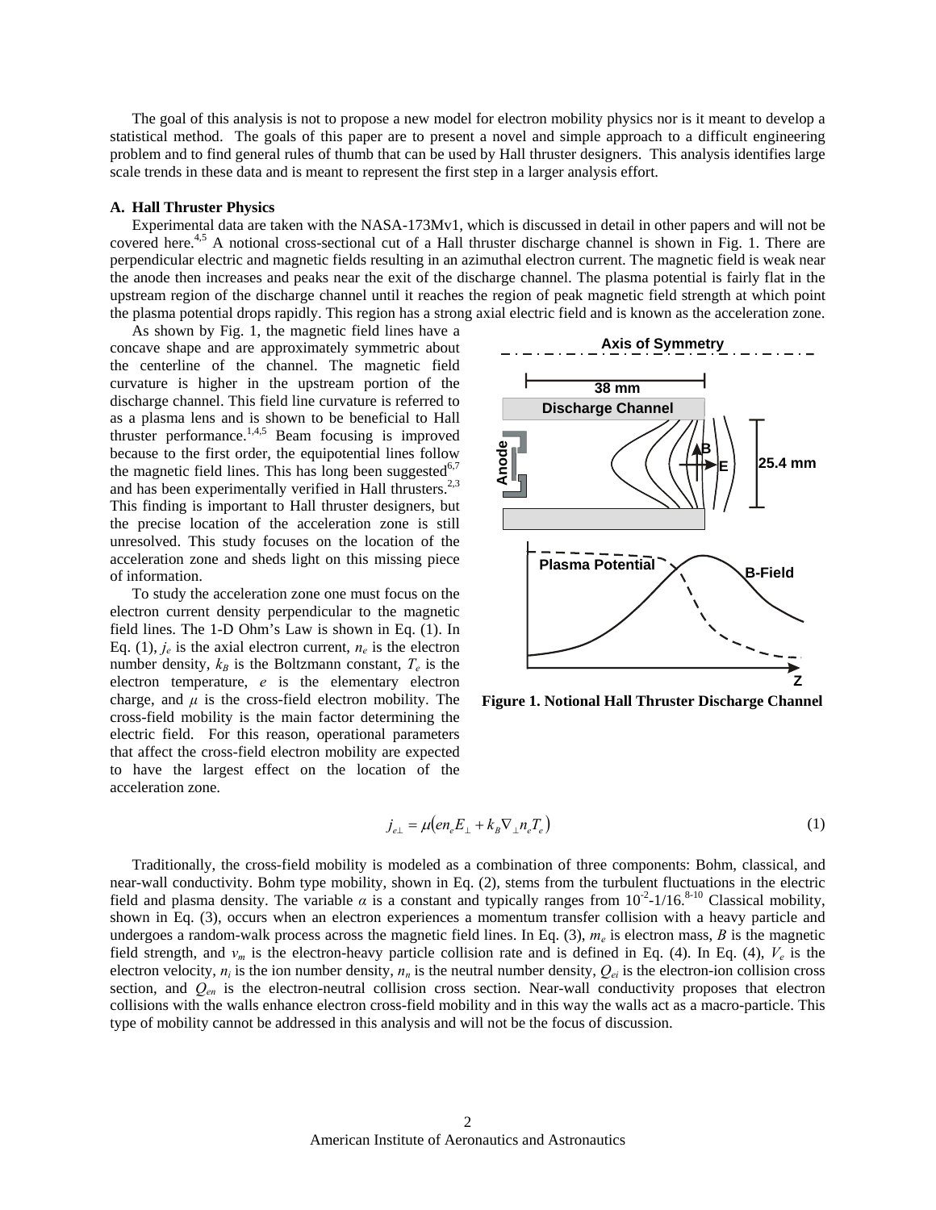The goal of this analysis is not to propose a new model for electron mobility physics nor is it meant to develop a statistical method. The goals of this paper are to present a novel and simple approach to a difficult engineering problem and to find general rules of thumb that can be used by Hall thruster designers. This analysis identifies large scale trends in these data and is meant to represent the first step in a larger analysis effort.

### A. Hall Thruster Physics

Experimental data are taken with the NASA-173Mv1, which is discussed in detail in other papers and will not be covered here.[4,5] A notional cross-sectional cut of a Hall thruster discharge channel is shown in Fig. 1. There are perpendicular electric and magnetic fields resulting in an azimuthal electron current. The magnetic field is weak near the anode then increases and peaks near the exit of the discharge channel. The plasma potential is fairly flat in the upstream region of the discharge channel until it reaches the region of peak magnetic field strength at which point the plasma potential drops rapidly. This region has a strong axial electric field and is known as the acceleration zone.

As shown by Fig. 1, the magnetic field lines have a concave shape and are approximately symmetric about the centerline of the channel. The magnetic field curvature is higher in the upstream portion of the discharge channel. This field line curvature is referred to as a plasma lens and is shown to be beneficial to Hall thruster performance.[1,4,5] Beam focusing is improved because to the first order, the equipotential lines follow the magnetic field lines. This has long been suggested[6,7] and has been experimentally verified in Hall thrusters.[2,3] This finding is important to Hall thruster designers, but the precise location of the acceleration zone is still unresolved. This study focuses on the location of the acceleration zone and sheds light on this missing piece of information.

To study the acceleration zone one must focus on the electron current density perpendicular to the magnetic field lines. The 1-D Ohm's Law is shown in Eq. (1). In Eq. (1), $j_e$ is the axial electron current, $n_e$ is the electron number density, $k_B$ is the Boltzmann constant, $T_e$ is the electron temperature, $e$ is the elementary electron charge, and $\mu$ is the cross-field electron mobility. The cross-field mobility is the main factor determining the electric field. For this reason, operational parameters that affect the cross-field electron mobility are expected to have the largest effect on the location of the acceleration zone.

**Figure 1. Notional Hall Thruster Discharge Channel**

$$j_{e\perp} = \mu\left(en_e E_\perp + k_B \nabla_\perp n_e T_e\right) \tag{1}$$

Traditionally, the cross-field mobility is modeled as a combination of three components: Bohm, classical, and near-wall conductivity. Bohm type mobility, shown in Eq. (2), stems from the turbulent fluctuations in the electric field and plasma density. The variable $\alpha$ is a constant and typically ranges from $10^{-2}$-1/16.[8-10] Classical mobility, shown in Eq. (3), occurs when an electron experiences a momentum transfer collision with a heavy particle and undergoes a random-walk process across the magnetic field lines. In Eq. (3), $m_e$ is electron mass, $B$ is the magnetic field strength, and $v_m$ is the electron-heavy particle collision rate and is defined in Eq. (4). In Eq. (4), $V_e$ is the electron velocity, $n_i$ is the ion number density, $n_n$ is the neutral number density, $Q_{ei}$ is the electron-ion collision cross section, and $Q_{en}$ is the electron-neutral collision cross section. Near-wall conductivity proposes that electron collisions with the walls enhance electron cross-field mobility and in this way the walls act as a macro-particle. This type of mobility cannot be addressed in this analysis and will not be the focus of discussion.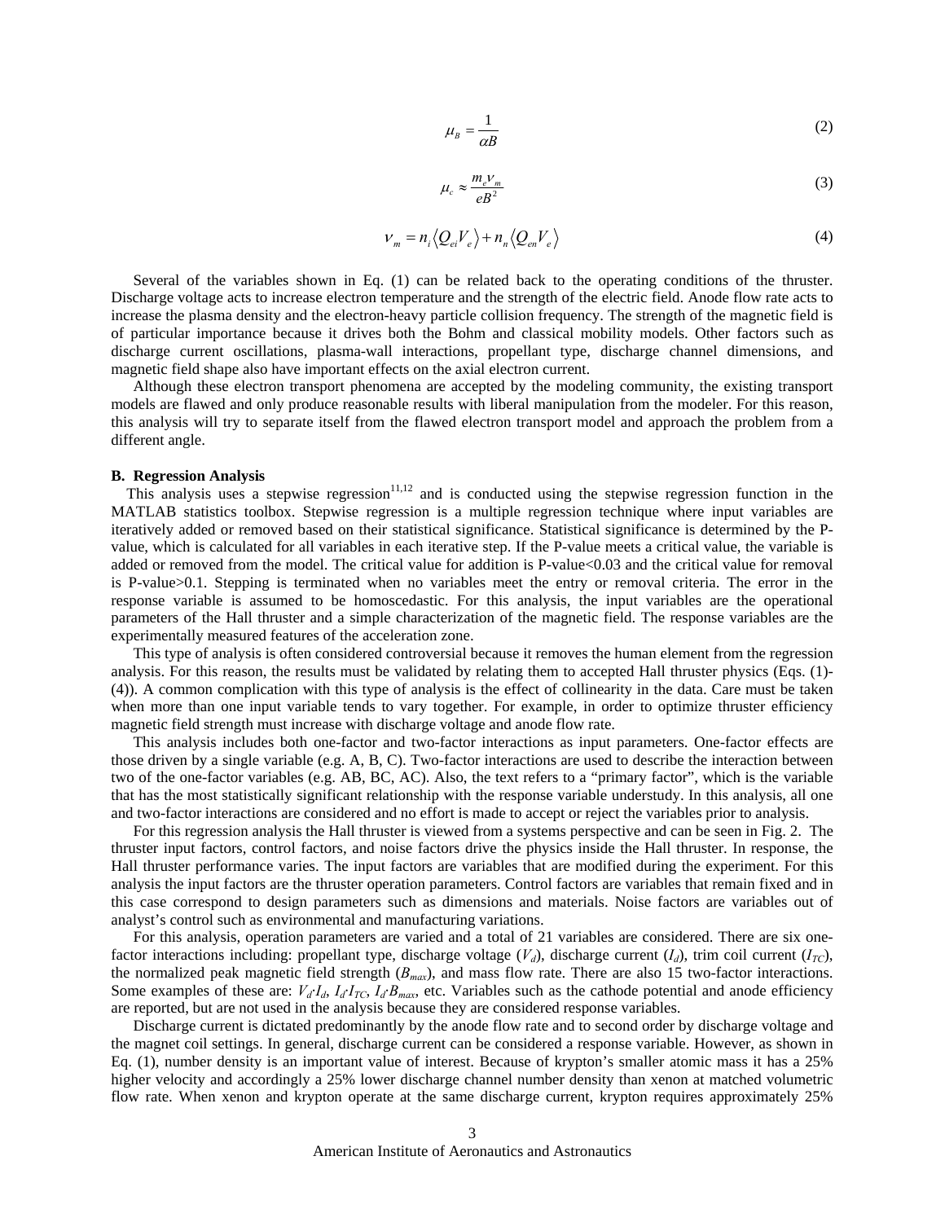$$\mu_B = \frac{1}{\alpha B} \tag{2}$$

$$\mu_c \approx \frac{m_e \nu_m}{e B^2} \tag{3}$$

$$\nu_m = n_i \langle Q_{ei} V_e \rangle + n_n \langle Q_{en} V_e \rangle \tag{4}$$

Several of the variables shown in Eq. (1) can be related back to the operating conditions of the thruster. Discharge voltage acts to increase electron temperature and the strength of the electric field. Anode flow rate acts to increase the plasma density and the electron-heavy particle collision frequency. The strength of the magnetic field is of particular importance because it drives both the Bohm and classical mobility models. Other factors such as discharge current oscillations, plasma-wall interactions, propellant type, discharge channel dimensions, and magnetic field shape also have important effects on the axial electron current.

Although these electron transport phenomena are accepted by the modeling community, the existing transport models are flawed and only produce reasonable results with liberal manipulation from the modeler. For this reason, this analysis will try to separate itself from the flawed electron transport model and approach the problem from a different angle.

### B. Regression Analysis

This analysis uses a stepwise regression[11,12] and is conducted using the stepwise regression function in the MATLAB statistics toolbox. Stepwise regression is a multiple regression technique where input variables are iteratively added or removed based on their statistical significance. Statistical significance is determined by the P-value, which is calculated for all variables in each iterative step. If the P-value meets a critical value, the variable is added or removed from the model. The critical value for addition is P-value<0.03 and the critical value for removal is P-value>0.1. Stepping is terminated when no variables meet the entry or removal criteria. The error in the response variable is assumed to be homoscedastic. For this analysis, the input variables are the operational parameters of the Hall thruster and a simple characterization of the magnetic field. The response variables are the experimentally measured features of the acceleration zone.

This type of analysis is often considered controversial because it removes the human element from the regression analysis. For this reason, the results must be validated by relating them to accepted Hall thruster physics (Eqs. (1)-(4)). A common complication with this type of analysis is the effect of collinearity in the data. Care must be taken when more than one input variable tends to vary together. For example, in order to optimize thruster efficiency magnetic field strength must increase with discharge voltage and anode flow rate.

This analysis includes both one-factor and two-factor interactions as input parameters. One-factor effects are those driven by a single variable (e.g. A, B, C). Two-factor interactions are used to describe the interaction between two of the one-factor variables (e.g. AB, BC, AC). Also, the text refers to a "primary factor", which is the variable that has the most statistically significant relationship with the response variable understudy. In this analysis, all one and two-factor interactions are considered and no effort is made to accept or reject the variables prior to analysis.

For this regression analysis the Hall thruster is viewed from a systems perspective and can be seen in Fig. 2. The thruster input factors, control factors, and noise factors drive the physics inside the Hall thruster. In response, the Hall thruster performance varies. The input factors are variables that are modified during the experiment. For this analysis the input factors are the thruster operation parameters. Control factors are variables that remain fixed and in this case correspond to design parameters such as dimensions and materials. Noise factors are variables out of analyst's control such as environmental and manufacturing variations.

For this analysis, operation parameters are varied and a total of 21 variables are considered. There are six one-factor interactions including: propellant type, discharge voltage ($V_d$), discharge current ($I_d$), trim coil current ($I_{TC}$), the normalized peak magnetic field strength ($B_{max}$), and mass flow rate. There are also 15 two-factor interactions. Some examples of these are: $V_d{\cdot}I_d$, $I_d{\cdot}I_{TC}$, $I_d{\cdot}B_{max}$, etc. Variables such as the cathode potential and anode efficiency are reported, but are not used in the analysis because they are considered response variables.

Discharge current is dictated predominantly by the anode flow rate and to second order by discharge voltage and the magnet coil settings. In general, discharge current can be considered a response variable. However, as shown in Eq. (1), number density is an important value of interest. Because of krypton's smaller atomic mass it has a 25% higher velocity and accordingly a 25% lower discharge channel number density than xenon at matched volumetric flow rate. When xenon and krypton operate at the same discharge current, krypton requires approximately 25%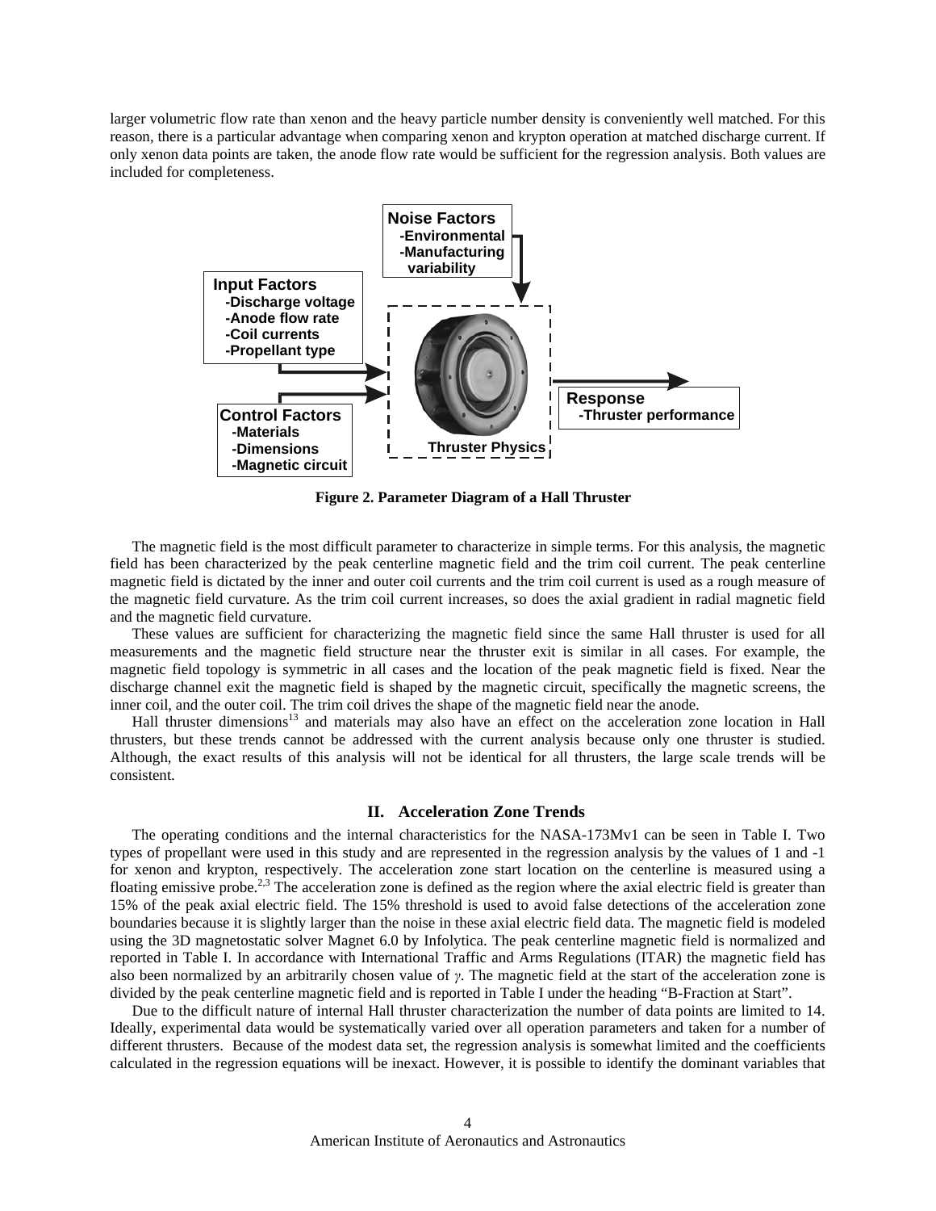larger volumetric flow rate than xenon and the heavy particle number density is conveniently well matched. For this reason, there is a particular advantage when comparing xenon and krypton operation at matched discharge current. If only xenon data points are taken, the anode flow rate would be sufficient for the regression analysis. Both values are included for completeness.

**Figure 2. Parameter Diagram of a Hall Thruster**

The magnetic field is the most difficult parameter to characterize in simple terms. For this analysis, the magnetic field has been characterized by the peak centerline magnetic field and the trim coil current. The peak centerline magnetic field is dictated by the inner and outer coil currents and the trim coil current is used as a rough measure of the magnetic field curvature. As the trim coil current increases, so does the axial gradient in radial magnetic field and the magnetic field curvature.

These values are sufficient for characterizing the magnetic field since the same Hall thruster is used for all measurements and the magnetic field structure near the thruster exit is similar in all cases. For example, the magnetic field topology is symmetric in all cases and the location of the peak magnetic field is fixed. Near the discharge channel exit the magnetic field is shaped by the magnetic circuit, specifically the magnetic screens, the inner coil, and the outer coil. The trim coil drives the shape of the magnetic field near the anode.

Hall thruster dimensions[13] and materials may also have an effect on the acceleration zone location in Hall thrusters, but these trends cannot be addressed with the current analysis because only one thruster is studied. Although, the exact results of this analysis will not be identical for all thrusters, the large scale trends will be consistent.

## II. Acceleration Zone Trends

The operating conditions and the internal characteristics for the NASA-173Mv1 can be seen in Table I. Two types of propellant were used in this study and are represented in the regression analysis by the values of 1 and -1 for xenon and krypton, respectively. The acceleration zone start location on the centerline is measured using a floating emissive probe.[2,3] The acceleration zone is defined as the region where the axial electric field is greater than 15% of the peak axial electric field. The 15% threshold is used to avoid false detections of the acceleration zone boundaries because it is slightly larger than the noise in these axial electric field data. The magnetic field is modeled using the 3D magnetostatic solver Magnet 6.0 by Infolytica. The peak centerline magnetic field is normalized and reported in Table I. In accordance with International Traffic and Arms Regulations (ITAR) the magnetic field has also been normalized by an arbitrarily chosen value of $\gamma$. The magnetic field at the start of the acceleration zone is divided by the peak centerline magnetic field and is reported in Table I under the heading "B-Fraction at Start".

Due to the difficult nature of internal Hall thruster characterization the number of data points are limited to 14. Ideally, experimental data would be systematically varied over all operation parameters and taken for a number of different thrusters. Because of the modest data set, the regression analysis is somewhat limited and the coefficients calculated in the regression equations will be inexact. However, it is possible to identify the dominant variables that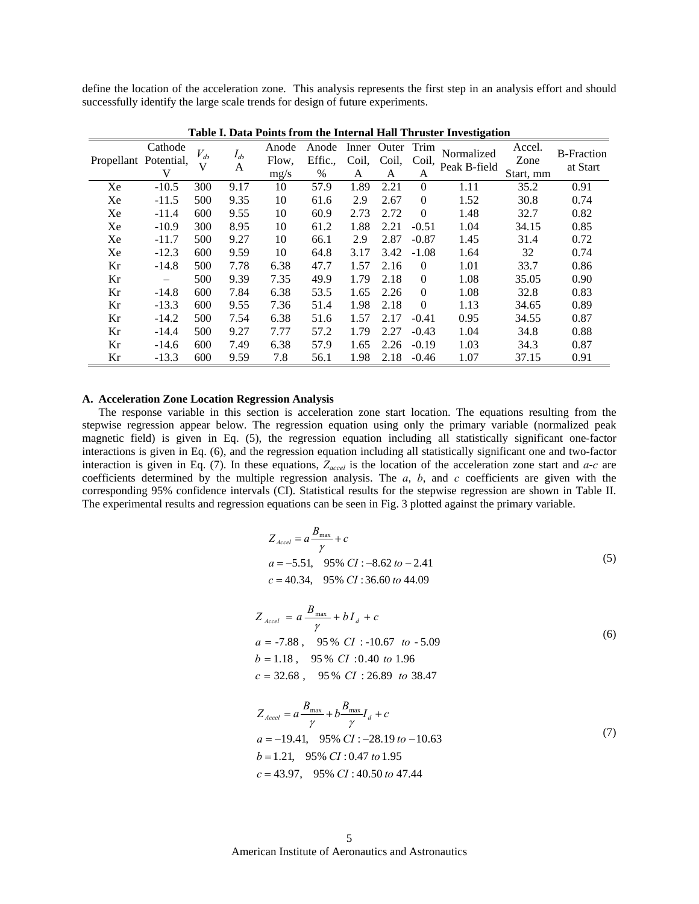define the location of the acceleration zone. This analysis represents the first step in an analysis effort and should successfully identify the large scale trends for design of future experiments.

**Table I. Data Points from the Internal Hall Thruster Investigation**

| Propellant | Cathode Potential, V | $V_d$, V | $I_d$, A | Anode Flow, mg/s | Anode Effic., % | Inner Coil, A | Outer Coil, A | Trim Coil, A | Normalized Peak B-field | Accel. Zone Start, mm | B-Fraction at Start |
|---|---|---|---|---|---|---|---|---|---|---|---|
| Xe | -10.5 | 300 | 9.17 | 10 | 57.9 | 1.89 | 2.21 | 0 | 1.11 | 35.2 | 0.91 |
| Xe | -11.5 | 500 | 9.35 | 10 | 61.6 | 2.9 | 2.67 | 0 | 1.52 | 30.8 | 0.74 |
| Xe | -11.4 | 600 | 9.55 | 10 | 60.9 | 2.73 | 2.72 | 0 | 1.48 | 32.7 | 0.82 |
| Xe | -10.9 | 300 | 8.95 | 10 | 61.2 | 1.88 | 2.21 | -0.51 | 1.04 | 34.15 | 0.85 |
| Xe | -11.7 | 500 | 9.27 | 10 | 66.1 | 2.9 | 2.87 | -0.87 | 1.45 | 31.4 | 0.72 |
| Xe | -12.3 | 600 | 9.59 | 10 | 64.8 | 3.17 | 3.42 | -1.08 | 1.64 | 32 | 0.74 |
| Kr | -14.8 | 500 | 7.78 | 6.38 | 47.7 | 1.57 | 2.16 | 0 | 1.01 | 33.7 | 0.86 |
| Kr | – | 500 | 9.39 | 7.35 | 49.9 | 1.79 | 2.18 | 0 | 1.08 | 35.05 | 0.90 |
| Kr | -14.8 | 600 | 7.84 | 6.38 | 53.5 | 1.65 | 2.26 | 0 | 1.08 | 32.8 | 0.83 |
| Kr | -13.3 | 600 | 9.55 | 7.36 | 51.4 | 1.98 | 2.18 | 0 | 1.13 | 34.65 | 0.89 |
| Kr | -14.2 | 500 | 7.54 | 6.38 | 51.6 | 1.57 | 2.17 | -0.41 | 0.95 | 34.55 | 0.87 |
| Kr | -14.4 | 500 | 9.27 | 7.77 | 57.2 | 1.79 | 2.27 | -0.43 | 1.04 | 34.8 | 0.88 |
| Kr | -14.6 | 600 | 7.49 | 6.38 | 57.9 | 1.65 | 2.26 | -0.19 | 1.03 | 34.3 | 0.87 |
| Kr | -13.3 | 600 | 9.59 | 7.8 | 56.1 | 1.98 | 2.18 | -0.46 | 1.07 | 37.15 | 0.91 |

### A. Acceleration Zone Location Regression Analysis

The response variable in this section is acceleration zone start location. The equations resulting from the stepwise regression appear below. The regression equation using only the primary variable (normalized peak magnetic field) is given in Eq. (5), the regression equation including all statistically significant one-factor interactions is given in Eq. (6), and the regression equation including all statistically significant one and two-factor interaction is given in Eq. (7). In these equations, $Z_{accel}$ is the location of the acceleration zone start and *a-c* are coefficients determined by the multiple regression analysis. The *a*, *b*, and *c* coefficients are given with the corresponding 95% confidence intervals (CI). Statistical results for the stepwise regression are shown in Table II. The experimental results and regression equations can be seen in Fig. 3 plotted against the primary variable.

$$
\begin{aligned}
&Z_{Accel} = a\frac{B_{\max}}{\gamma} + c \\
&a = -5.51, \quad 95\%\ CI : -8.62\ to - 2.41 \\
&c = 40.34, \quad 95\%\ CI : 36.60\ to\ 44.09
\end{aligned} \tag{5}
$$

$$
\begin{aligned}
&Z_{Accel} = a\frac{B_{\max}}{\gamma} + bI_d + c \\
&a = \text{-}7.88, \quad 95\%\ CI : \text{-}10.67\ \ to\ \text{-}5.09 \\
&b = 1.18, \quad 95\%\ CI : 0.40\ to\ 1.96 \\
&c = 32.68, \quad 95\%\ CI : 26.89\ \ to\ 38.47
\end{aligned} \tag{6}
$$

$$
\begin{aligned}
&Z_{Accel} = a\frac{B_{\max}}{\gamma} + b\frac{B_{\max}}{\gamma}I_d + c \\
&a = -19.41, \quad 95\%\ CI : -28.19\ to -10.63 \\
&b = 1.21, \quad 95\%\ CI : 0.47\ to\ 1.95 \\
&c = 43.97, \quad 95\%\ CI : 40.50\ to\ 47.44
\end{aligned} \tag{7}
$$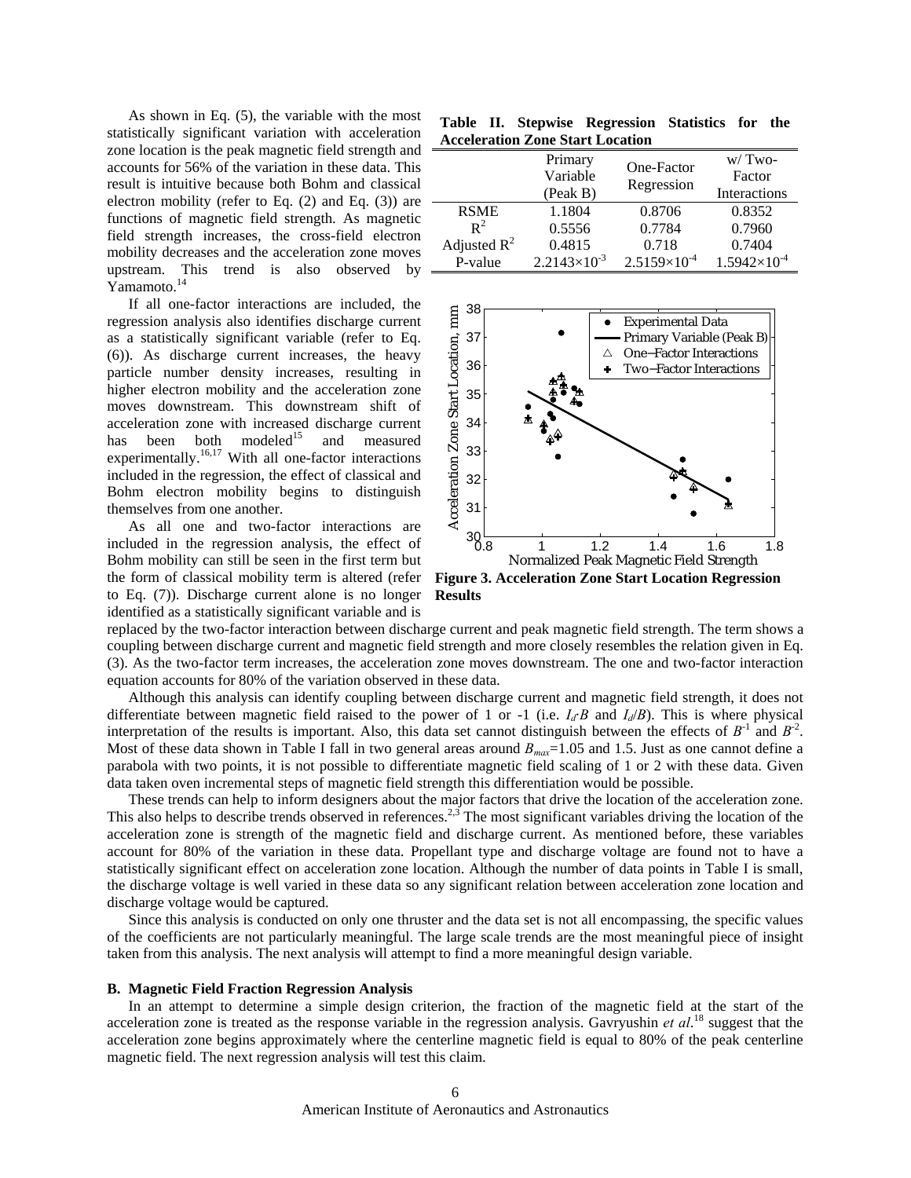As shown in Eq. (5), the variable with the most statistically significant variation with acceleration zone location is the peak magnetic field strength and accounts for 56% of the variation in these data. This result is intuitive because both Bohm and classical electron mobility (refer to Eq. (2) and Eq. (3)) are functions of magnetic field strength. As magnetic field strength increases, the cross-field electron mobility decreases and the acceleration zone moves upstream. This trend is also observed by Yamamoto.[14]

If all one-factor interactions are included, the regression analysis also identifies discharge current as a statistically significant variable (refer to Eq. (6)). As discharge current increases, the heavy particle number density increases, resulting in higher electron mobility and the acceleration zone moves downstream. This downstream shift of acceleration zone with increased discharge current has been both modeled[15] and measured experimentally.[16,17] With all one-factor interactions included in the regression, the effect of classical and Bohm electron mobility begins to distinguish themselves from one another.

As all one and two-factor interactions are included in the regression analysis, the effect of Bohm mobility can still be seen in the first term but the form of classical mobility term is altered (refer to Eq. (7)). Discharge current alone is no longer identified as a statistically significant variable and is replaced by the two-factor interaction between discharge current and peak magnetic field strength. The term shows a coupling between discharge current and magnetic field strength and more closely resembles the relation given in Eq. (3). As the two-factor term increases, the acceleration zone moves downstream. The one and two-factor interaction equation accounts for 80% of the variation observed in these data.

**Table II. Stepwise Regression Statistics for the Acceleration Zone Start Location**

| | Primary Variable (Peak B) | One-Factor Regression | w/ Two-Factor Interactions |
|---|---|---|---|
| RSME | 1.1804 | 0.8706 | 0.8352 |
| $R^2$ | 0.5556 | 0.7784 | 0.7960 |
| Adjusted $R^2$ | 0.4815 | 0.718 | 0.7404 |
| P-value | $2.2143\times10^{-3}$ | $2.5159\times10^{-4}$ | $1.5942\times10^{-4}$ |

**Figure 3. Acceleration Zone Start Location Regression Results**

Although this analysis can identify coupling between discharge current and magnetic field strength, it does not differentiate between magnetic field raised to the power of 1 or -1 (i.e. $I_d \cdot B$ and $I_d/B$). This is where physical interpretation of the results is important. Also, this data set cannot distinguish between the effects of $B^{-1}$ and $B^{-2}$. Most of these data shown in Table I fall in two general areas around $B_{max}$=1.05 and 1.5. Just as one cannot define a parabola with two points, it is not possible to differentiate magnetic field scaling of 1 or 2 with these data. Given data taken oven incremental steps of magnetic field strength this differentiation would be possible.

These trends can help to inform designers about the major factors that drive the location of the acceleration zone. This also helps to describe trends observed in references.[2,3] The most significant variables driving the location of the acceleration zone is strength of the magnetic field and discharge current. As mentioned before, these variables account for 80% of the variation in these data. Propellant type and discharge voltage are found not to have a statistically significant effect on acceleration zone location. Although the number of data points in Table I is small, the discharge voltage is well varied in these data so any significant relation between acceleration zone location and discharge voltage would be captured.

Since this analysis is conducted on only one thruster and the data set is not all encompassing, the specific values of the coefficients are not particularly meaningful. The large scale trends are the most meaningful piece of insight taken from this analysis. The next analysis will attempt to find a more meaningful design variable.

### B. Magnetic Field Fraction Regression Analysis

In an attempt to determine a simple design criterion, the fraction of the magnetic field at the start of the acceleration zone is treated as the response variable in the regression analysis. Gavryushin *et al*.[18] suggest that the acceleration zone begins approximately where the centerline magnetic field is equal to 80% of the peak centerline magnetic field. The next regression analysis will test this claim.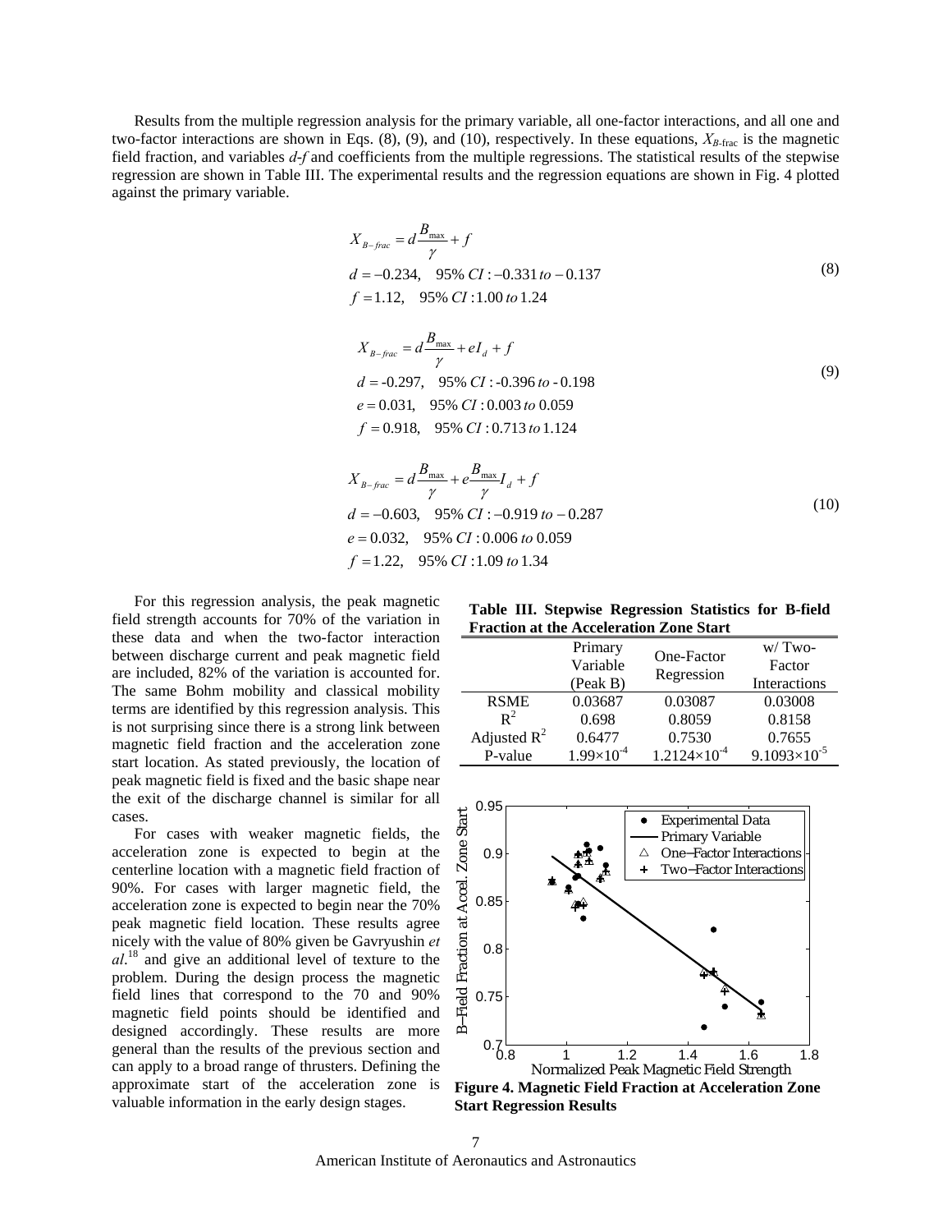Results from the multiple regression analysis for the primary variable, all one-factor interactions, and all one and two-factor interactions are shown in Eqs. (8), (9), and (10), respectively. In these equations, $X_{B\text{-frac}}$ is the magnetic field fraction, and variables *d-f* and coefficients from the multiple regressions. The statistical results of the stepwise regression are shown in Table III. The experimental results and the regression equations are shown in Fig. 4 plotted against the primary variable.

$$
\begin{aligned}
&X_{B-frac} = d\frac{B_{max}}{\gamma} + f \\
&d = -0.234, \quad 95\%\ CI: -0.331\ to -0.137 \\
&f = 1.12, \quad 95\%\ CI: 1.00\ to\ 1.24
\end{aligned}
\tag{8}
$$

$$
\begin{aligned}
&X_{B-frac} = d\frac{B_{max}}{\gamma} + eI_d + f \\
&d = -0.297, \quad 95\%\ CI: -0.396\ to -0.198 \\
&e = 0.031, \quad 95\%\ CI: 0.003\ to\ 0.059 \\
&f = 0.918, \quad 95\%\ CI: 0.713\ to\ 1.124
\end{aligned}
\tag{9}
$$

$$
\begin{aligned}
&X_{B-frac} = d\frac{B_{max}}{\gamma} + e\frac{B_{max}}{\gamma}I_d + f \\
&d = -0.603, \quad 95\%\ CI: -0.919\ to -0.287 \\
&e = 0.032, \quad 95\%\ CI: 0.006\ to\ 0.059 \\
&f = 1.22, \quad 95\%\ CI: 1.09\ to\ 1.34
\end{aligned}
\tag{10}
$$

For this regression analysis, the peak magnetic field strength accounts for 70% of the variation in these data and when the two-factor interaction between discharge current and peak magnetic field are included, 82% of the variation is accounted for. The same Bohm mobility and classical mobility terms are identified by this regression analysis. This is not surprising since there is a strong link between magnetic field fraction and the acceleration zone start location. As stated previously, the location of peak magnetic field is fixed and the basic shape near the exit of the discharge channel is similar for all cases.

For cases with weaker magnetic fields, the acceleration zone is expected to begin at the centerline location with a magnetic field fraction of 90%. For cases with larger magnetic field, the acceleration zone is expected to begin near the 70% peak magnetic field location. These results agree nicely with the value of 80% given be Gavryushin *et al.*[18] and give an additional level of texture to the problem. During the design process the magnetic field lines that correspond to the 70 and 90% magnetic field points should be identified and designed accordingly. These results are more general than the results of the previous section and can apply to a broad range of thrusters. Defining the approximate start of the acceleration zone is valuable information in the early design stages.

**Table III. Stepwise Regression Statistics for B-field Fraction at the Acceleration Zone Start**

| | Primary Variable (Peak B) | One-Factor Regression | w/ Two-Factor Interactions |
|---|---|---|---|
| RSME | 0.03687 | 0.03087 | 0.03008 |
| $R^2$ | 0.698 | 0.8059 | 0.8158 |
| Adjusted $R^2$ | 0.6477 | 0.7530 | 0.7655 |
| P-value | $1.99\times10^{-4}$ | $1.2124\times10^{-4}$ | $9.1093\times10^{-5}$ |

**Figure 4. Magnetic Field Fraction at Acceleration Zone Start Regression Results**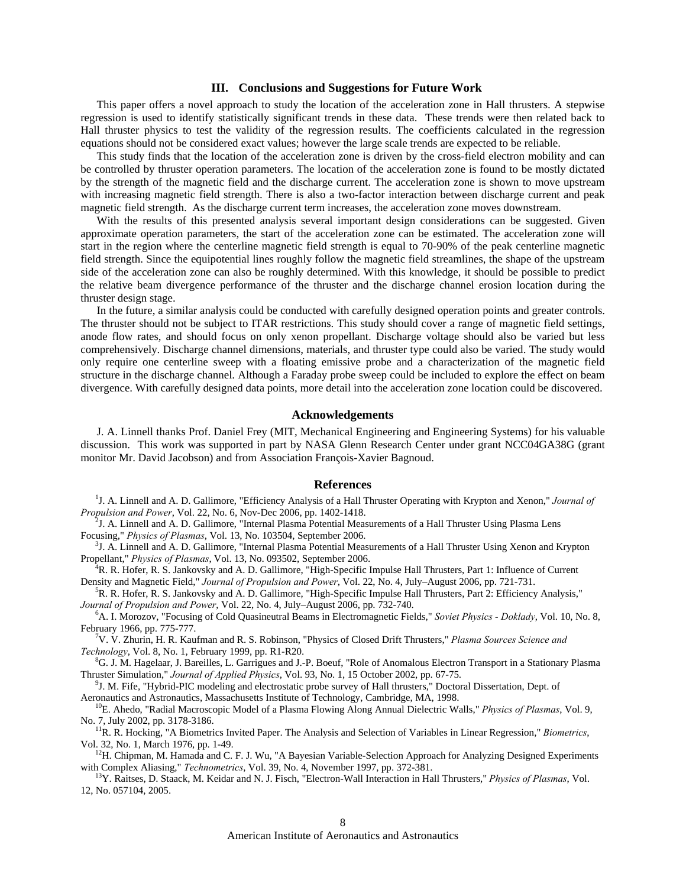## III. Conclusions and Suggestions for Future Work

This paper offers a novel approach to study the location of the acceleration zone in Hall thrusters. A stepwise regression is used to identify statistically significant trends in these data. These trends were then related back to Hall thruster physics to test the validity of the regression results. The coefficients calculated in the regression equations should not be considered exact values; however the large scale trends are expected to be reliable.

This study finds that the location of the acceleration zone is driven by the cross-field electron mobility and can be controlled by thruster operation parameters. The location of the acceleration zone is found to be mostly dictated by the strength of the magnetic field and the discharge current. The acceleration zone is shown to move upstream with increasing magnetic field strength. There is also a two-factor interaction between discharge current and peak magnetic field strength. As the discharge current term increases, the acceleration zone moves downstream.

With the results of this presented analysis several important design considerations can be suggested. Given approximate operation parameters, the start of the acceleration zone can be estimated. The acceleration zone will start in the region where the centerline magnetic field strength is equal to 70-90% of the peak centerline magnetic field strength. Since the equipotential lines roughly follow the magnetic field streamlines, the shape of the upstream side of the acceleration zone can also be roughly determined. With this knowledge, it should be possible to predict the relative beam divergence performance of the thruster and the discharge channel erosion location during the thruster design stage.

In the future, a similar analysis could be conducted with carefully designed operation points and greater controls. The thruster should not be subject to ITAR restrictions. This study should cover a range of magnetic field settings, anode flow rates, and should focus on only xenon propellant. Discharge voltage should also be varied but less comprehensively. Discharge channel dimensions, materials, and thruster type could also be varied. The study would only require one centerline sweep with a floating emissive probe and a characterization of the magnetic field structure in the discharge channel. Although a Faraday probe sweep could be included to explore the effect on beam divergence. With carefully designed data points, more detail into the acceleration zone location could be discovered.

## Acknowledgements

J. A. Linnell thanks Prof. Daniel Frey (MIT, Mechanical Engineering and Engineering Systems) for his valuable discussion. This work was supported in part by NASA Glenn Research Center under grant NCC04GA38G (grant monitor Mr. David Jacobson) and from Association François-Xavier Bagnoud.

## References

[1]J. A. Linnell and A. D. Gallimore, "Efficiency Analysis of a Hall Thruster Operating with Krypton and Xenon," *Journal of Propulsion and Power*, Vol. 22, No. 6, Nov-Dec 2006, pp. 1402-1418.

[2]J. A. Linnell and A. D. Gallimore, "Internal Plasma Potential Measurements of a Hall Thruster Using Plasma Lens Focusing," *Physics of Plasmas*, Vol. 13, No. 103504, September 2006.

[3]J. A. Linnell and A. D. Gallimore, "Internal Plasma Potential Measurements of a Hall Thruster Using Xenon and Krypton Propellant," *Physics of Plasmas*, Vol. 13, No. 093502, September 2006.

[4]R. R. Hofer, R. S. Jankovsky and A. D. Gallimore, "High-Specific Impulse Hall Thrusters, Part 1: Influence of Current Density and Magnetic Field," *Journal of Propulsion and Power*, Vol. 22, No. 4, July–August 2006, pp. 721-731.

[5]R. R. Hofer, R. S. Jankovsky and A. D. Gallimore, "High-Specific Impulse Hall Thrusters, Part 2: Efficiency Analysis," *Journal of Propulsion and Power*, Vol. 22, No. 4, July–August 2006, pp. 732-740.

[6]A. I. Morozov, "Focusing of Cold Quasineutral Beams in Electromagnetic Fields," *Soviet Physics - Doklady*, Vol. 10, No. 8, February 1966, pp. 775-777.

[7]V. V. Zhurin, H. R. Kaufman and R. S. Robinson, "Physics of Closed Drift Thrusters," *Plasma Sources Science and Technology*, Vol. 8, No. 1, February 1999, pp. R1-R20.

[8]G. J. M. Hagelaar, J. Bareilles, L. Garrigues and J.-P. Boeuf, "Role of Anomalous Electron Transport in a Stationary Plasma Thruster Simulation," *Journal of Applied Physics*, Vol. 93, No. 1, 15 October 2002, pp. 67-75.

[9]J. M. Fife, "Hybrid-PIC modeling and electrostatic probe survey of Hall thrusters," Doctoral Dissertation, Dept. of Aeronautics and Astronautics, Massachusetts Institute of Technology, Cambridge, MA, 1998.

[10]E. Ahedo, "Radial Macroscopic Model of a Plasma Flowing Along Annual Dielectric Walls," *Physics of Plasmas*, Vol. 9, No. 7, July 2002, pp. 3178-3186.

[11]R. R. Hocking, "A Biometrics Invited Paper. The Analysis and Selection of Variables in Linear Regression," *Biometrics*, Vol. 32, No. 1, March 1976, pp. 1-49.

[12]H. Chipman, M. Hamada and C. F. J. Wu, "A Bayesian Variable-Selection Approach for Analyzing Designed Experiments with Complex Aliasing," *Technometrics*, Vol. 39, No. 4, November 1997, pp. 372-381.

[13]Y. Raitses, D. Staack, M. Keidar and N. J. Fisch, "Electron-Wall Interaction in Hall Thrusters," *Physics of Plasmas*, Vol. 12, No. 057104, 2005.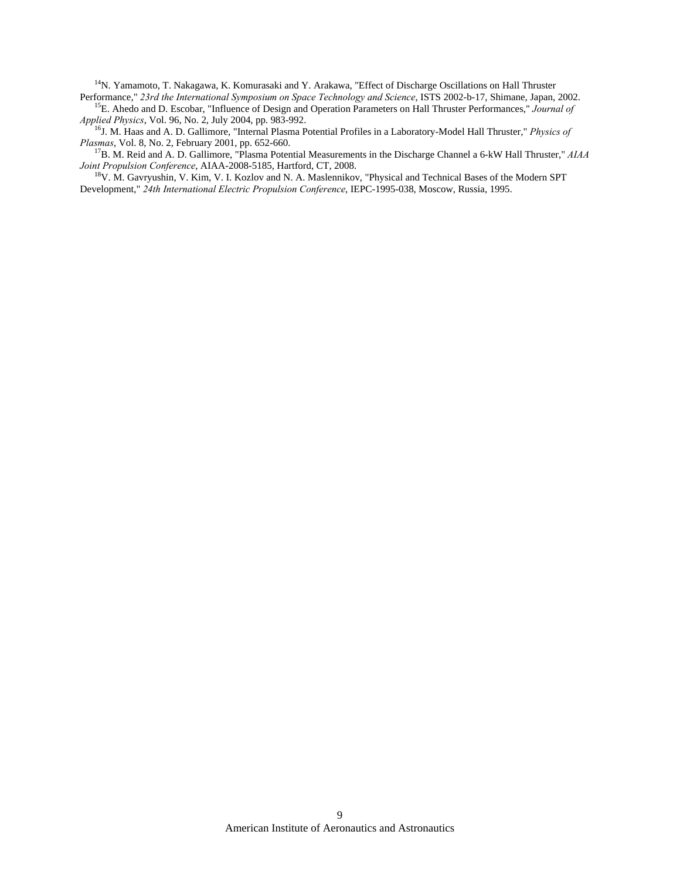[14]N. Yamamoto, T. Nakagawa, K. Komurasaki and Y. Arakawa, "Effect of Discharge Oscillations on Hall Thruster Performance," *23rd the International Symposium on Space Technology and Science*, ISTS 2002-b-17, Shimane, Japan, 2002.

[15]E. Ahedo and D. Escobar, "Influence of Design and Operation Parameters on Hall Thruster Performances," *Journal of Applied Physics*, Vol. 96, No. 2, July 2004, pp. 983-992.

[16]J. M. Haas and A. D. Gallimore, "Internal Plasma Potential Profiles in a Laboratory-Model Hall Thruster," *Physics of Plasmas*, Vol. 8, No. 2, February 2001, pp. 652-660.

[17]B. M. Reid and A. D. Gallimore, "Plasma Potential Measurements in the Discharge Channel a 6-kW Hall Thruster," *AIAA Joint Propulsion Conference*, AIAA-2008-5185, Hartford, CT, 2008.

[18]V. M. Gavryushin, V. Kim, V. I. Kozlov and N. A. Maslennikov, "Physical and Technical Bases of the Modern SPT Development," *24th International Electric Propulsion Conference*, IEPC-1995-038, Moscow, Russia, 1995.